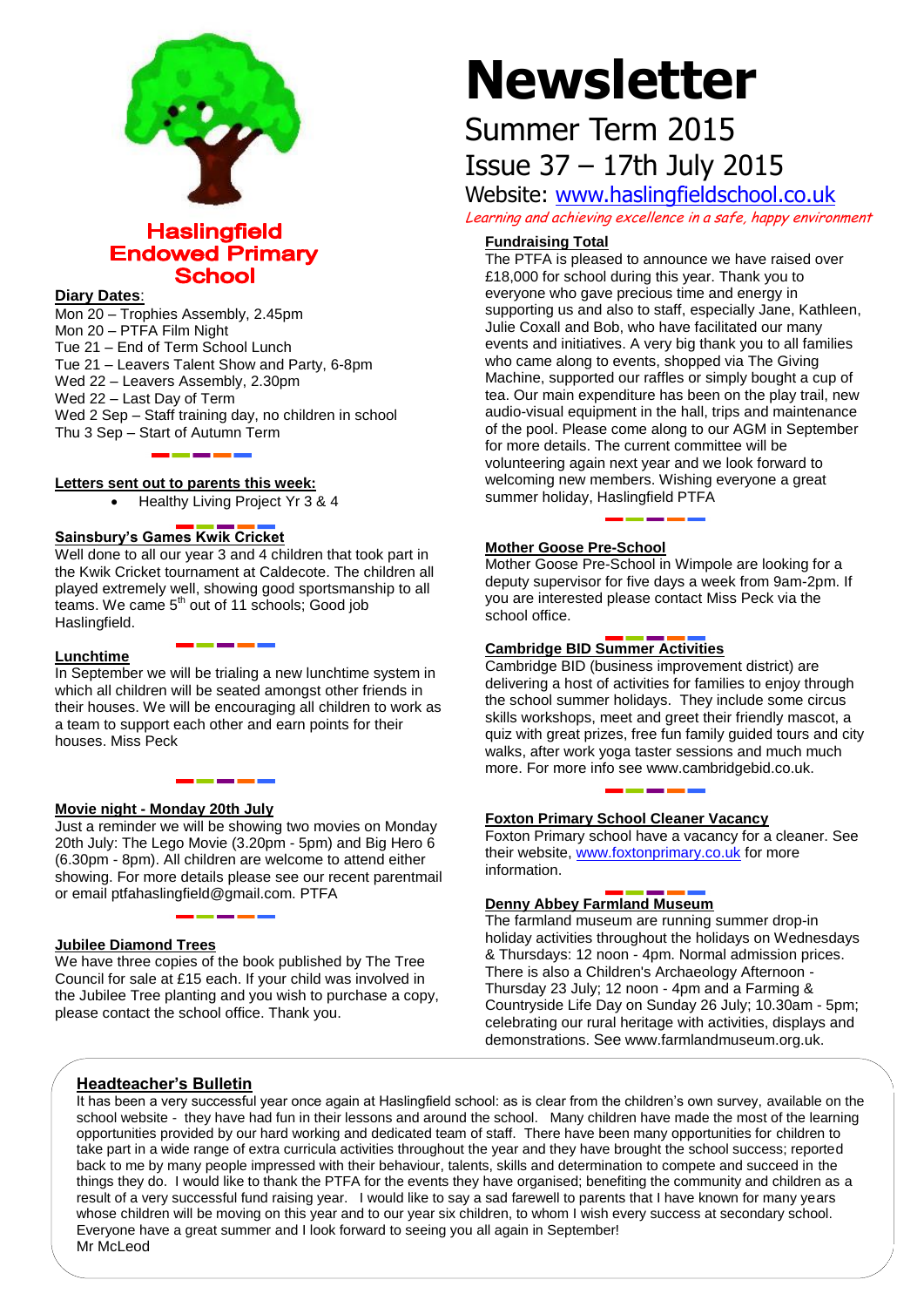# Newsletter

## Summer Term 2015

## Issue 37 – 17th July 2015

Website: [www.haslingfieldschool.co.uk](http://www.haslingfieldschool.co.uk)

*Learning and achieving excellence in a safe, happy environment*

**Haslingfield Endowed Primary School**

### Diary Dates:

Mon 20 – Trophies Assembly, 2.45pm
Mon 20 – PTFA Film Night
Tue 21 – End of Term School Lunch
Tue 21 – Leavers Talent Show and Party, 6-8pm
Wed 22 – Leavers Assembly, 2.30pm
Wed 22 – Last Day of Term
Wed 2 Sep – Staff training day, no children in school
Thu 3 Sep – Start of Autumn Term

### Letters sent out to parents this week:

- Healthy Living Project Yr 3 & 4

### Sainsbury's Games Kwik Cricket

Well done to all our year 3 and 4 children that took part in the Kwik Cricket tournament at Caldecote. The children all played extremely well, showing good sportsmanship to all teams. We came 5th out of 11 schools; Good job Haslingfield.

### Lunchtime

In September we will be trialing a new lunchtime system in which all children will be seated amongst other friends in their houses. We will be encouraging all children to work as a team to support each other and earn points for their houses. Miss Peck

### Movie night - Monday 20th July

Just a reminder we will be showing two movies on Monday 20th July: The Lego Movie (3.20pm - 5pm) and Big Hero 6 (6.30pm - 8pm). All children are welcome to attend either showing. For more details please see our recent parentmail or email ptfahaslingfield@gmail.com. PTFA

### Jubilee Diamond Trees

We have three copies of the book published by The Tree Council for sale at £15 each. If your child was involved in the Jubilee Tree planting and you wish to purchase a copy, please contact the school office. Thank you.

### Fundraising Total

The PTFA is pleased to announce we have raised over £18,000 for school during this year. Thank you to everyone who gave precious time and energy in supporting us and also to staff, especially Jane, Kathleen, Julie Coxall and Bob, who have facilitated our many events and initiatives. A very big thank you to all families who came along to events, shopped via The Giving Machine, supported our raffles or simply bought a cup of tea. Our main expenditure has been on the play trail, new audio-visual equipment in the hall, trips and maintenance of the pool. Please come along to our AGM in September for more details. The current committee will be volunteering again next year and we look forward to welcoming new members. Wishing everyone a great summer holiday, Haslingfield PTFA

### Mother Goose Pre-School

Mother Goose Pre-School in Wimpole are looking for a deputy supervisor for five days a week from 9am-2pm. If you are interested please contact Miss Peck via the school office.

### Cambridge BID Summer Activities

Cambridge BID (business improvement district) are delivering a host of activities for families to enjoy through the school summer holidays. They include some circus skills workshops, meet and greet their friendly mascot, a quiz with great prizes, free fun family guided tours and city walks, after work yoga taster sessions and much much more. For more info see www.cambridgebid.co.uk.

### Foxton Primary School Cleaner Vacancy

Foxton Primary school have a vacancy for a cleaner. See their website, [www.foxtonprimary.co.uk](http://www.foxtonprimary.co.uk) for more information.

### Denny Abbey Farmland Museum

The farmland museum are running summer drop-in holiday activities throughout the holidays on Wednesdays & Thursdays: 12 noon - 4pm. Normal admission prices. There is also a Children's Archaeology Afternoon - Thursday 23 July; 12 noon - 4pm and a Farming & Countryside Life Day on Sunday 26 July; 10.30am - 5pm; celebrating our rural heritage with activities, displays and demonstrations. See www.farmlandmuseum.org.uk.

### Headteacher's Bulletin

It has been a very successful year once again at Haslingfield school: as is clear from the children's own survey, available on the school website - they have had fun in their lessons and around the school. Many children have made the most of the learning opportunities provided by our hard working and dedicated team of staff. There have been many opportunities for children to take part in a wide range of extra curricula activities throughout the year and they have brought the school success; reported back to me by many people impressed with their behaviour, talents, skills and determination to compete and succeed in the things they do. I would like to thank the PTFA for the events they have organised; benefiting the community and children as a result of a very successful fund raising year. I would like to say a sad farewell to parents that I have known for many years whose children will be moving on this year and to our year six children, to whom I wish every success at secondary school. Everyone have a great summer and I look forward to seeing you all again in September!
Mr McLeod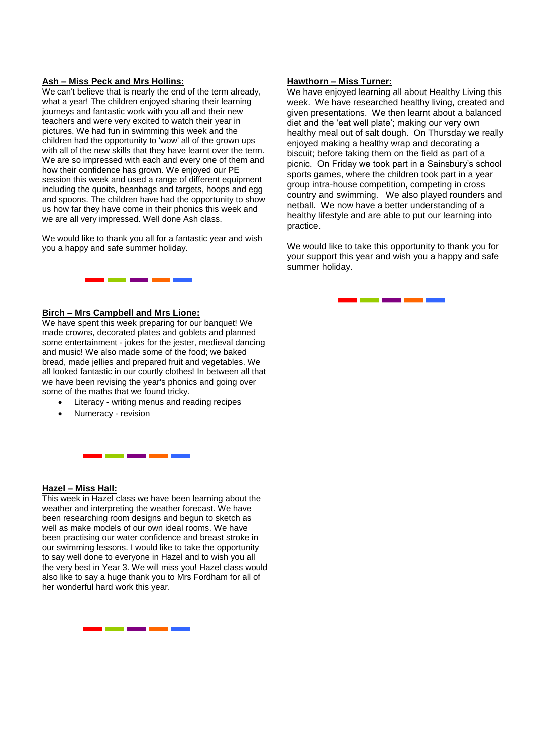## Ash – Miss Peck and Mrs Hollins:

We can't believe that is nearly the end of the term already, what a year! The children enjoyed sharing their learning journeys and fantastic work with you all and their new teachers and were very excited to watch their year in pictures. We had fun in swimming this week and the children had the opportunity to 'wow' all of the grown ups with all of the new skills that they have learnt over the term. We are so impressed with each and every one of them and how their confidence has grown. We enjoyed our PE session this week and used a range of different equipment including the quoits, beanbags and targets, hoops and egg and spoons. The children have had the opportunity to show us how far they have come in their phonics this week and we are all very impressed. Well done Ash class.

We would like to thank you all for a fantastic year and wish you a happy and safe summer holiday.

## Birch – Mrs Campbell and Mrs Lione:

We have spent this week preparing for our banquet! We made crowns, decorated plates and goblets and planned some entertainment - jokes for the jester, medieval dancing and music! We also made some of the food; we baked bread, made jellies and prepared fruit and vegetables. We all looked fantastic in our courtly clothes! In between all that we have been revising the year's phonics and going over some of the maths that we found tricky.

- Literacy - writing menus and reading recipes
- Numeracy - revision

## Hazel – Miss Hall:

This week in Hazel class we have been learning about the weather and interpreting the weather forecast. We have been researching room designs and begun to sketch as well as make models of our own ideal rooms. We have been practising our water confidence and breast stroke in our swimming lessons. I would like to take the opportunity to say well done to everyone in Hazel and to wish you all the very best in Year 3. We will miss you! Hazel class would also like to say a huge thank you to Mrs Fordham for all of her wonderful hard work this year.

## Hawthorn – Miss Turner:

We have enjoyed learning all about Healthy Living this week. We have researched healthy living, created and given presentations. We then learnt about a balanced diet and the 'eat well plate'; making our very own healthy meal out of salt dough. On Thursday we really enjoyed making a healthy wrap and decorating a biscuit; before taking them on the field as part of a picnic. On Friday we took part in a Sainsbury's school sports games, where the children took part in a year group intra-house competition, competing in cross country and swimming. We also played rounders and netball. We now have a better understanding of a healthy lifestyle and are able to put our learning into practice.

We would like to take this opportunity to thank you for your support this year and wish you a happy and safe summer holiday.